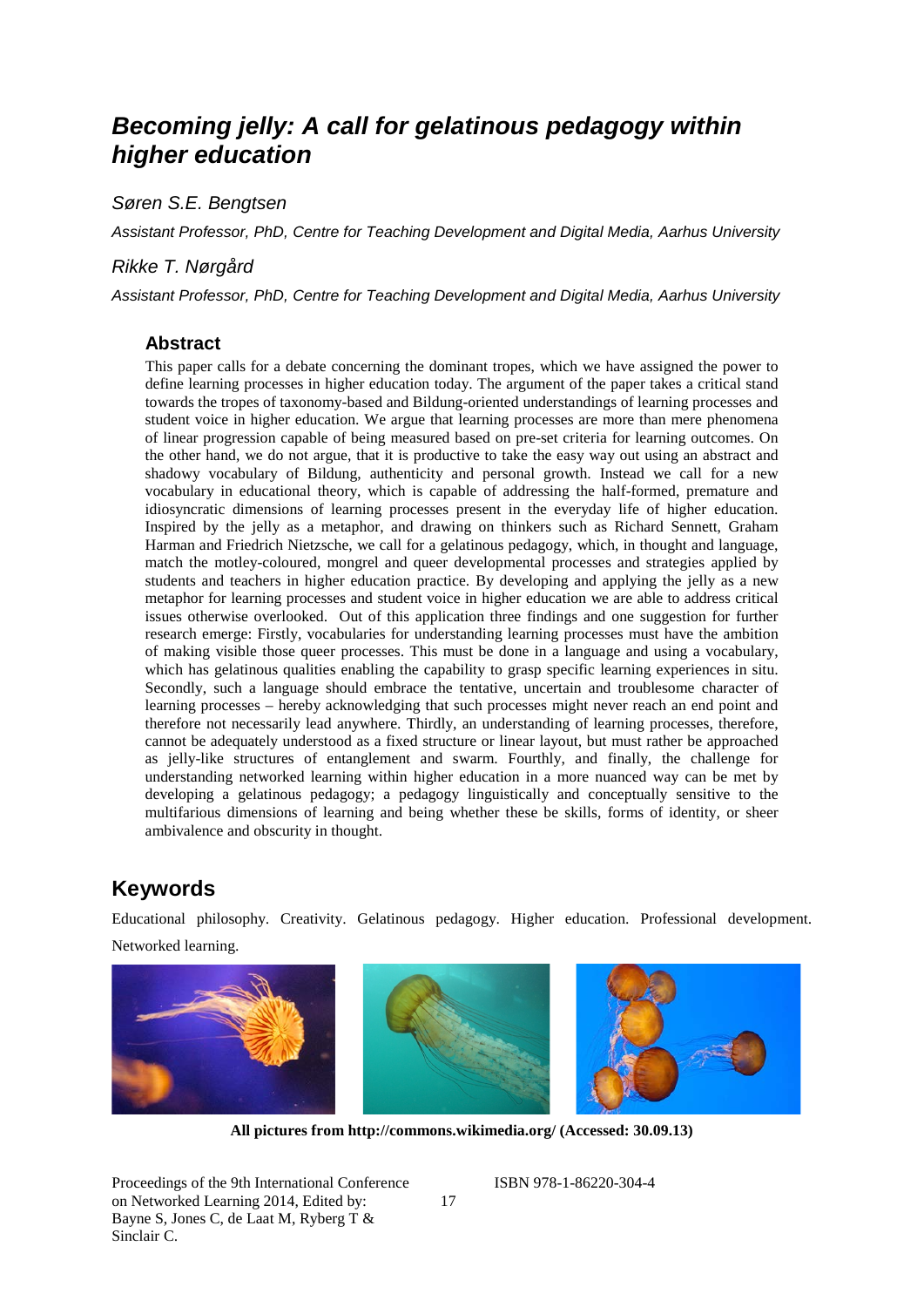# Becoming jelly: A call for gelatinous pedagogy within higher education

*Søren S.E. Bengtsen*

*Assistant Professor, PhD, Centre for Teaching Development and Digital Media, Aarhus University*

*Rikke T. Nørgård*

*Assistant Professor, PhD, Centre for Teaching Development and Digital Media, Aarhus University*

### Abstract

This paper calls for a debate concerning the dominant tropes, which we have assigned the power to define learning processes in higher education today. The argument of the paper takes a critical stand towards the tropes of taxonomy-based and Bildung-oriented understandings of learning processes and student voice in higher education. We argue that learning processes are more than mere phenomena of linear progression capable of being measured based on pre-set criteria for learning outcomes. On the other hand, we do not argue, that it is productive to take the easy way out using an abstract and shadowy vocabulary of Bildung, authenticity and personal growth. Instead we call for a new vocabulary in educational theory, which is capable of addressing the half-formed, premature and idiosyncratic dimensions of learning processes present in the everyday life of higher education. Inspired by the jelly as a metaphor, and drawing on thinkers such as Richard Sennett, Graham Harman and Friedrich Nietzsche, we call for a gelatinous pedagogy, which, in thought and language, match the motley-coloured, mongrel and queer developmental processes and strategies applied by students and teachers in higher education practice. By developing and applying the jelly as a new metaphor for learning processes and student voice in higher education we are able to address critical issues otherwise overlooked. Out of this application three findings and one suggestion for further research emerge: Firstly, vocabularies for understanding learning processes must have the ambition of making visible those queer processes. This must be done in a language and using a vocabulary, which has gelatinous qualities enabling the capability to grasp specific learning experiences in situ. Secondly, such a language should embrace the tentative, uncertain and troublesome character of learning processes – hereby acknowledging that such processes might never reach an end point and therefore not necessarily lead anywhere. Thirdly, an understanding of learning processes, therefore, cannot be adequately understood as a fixed structure or linear layout, but must rather be approached as jelly-like structures of entanglement and swarm. Fourthly, and finally, the challenge for understanding networked learning within higher education in a more nuanced way can be met by developing a gelatinous pedagogy; a pedagogy linguistically and conceptually sensitive to the multifarious dimensions of learning and being whether these be skills, forms of identity, or sheer ambivalence and obscurity in thought.

## Keywords

Educational philosophy. Creativity. Gelatinous pedagogy. Higher education. Professional development. Networked learning.

**All pictures from http://commons.wikimedia.org/ (Accessed: 30.09.13)**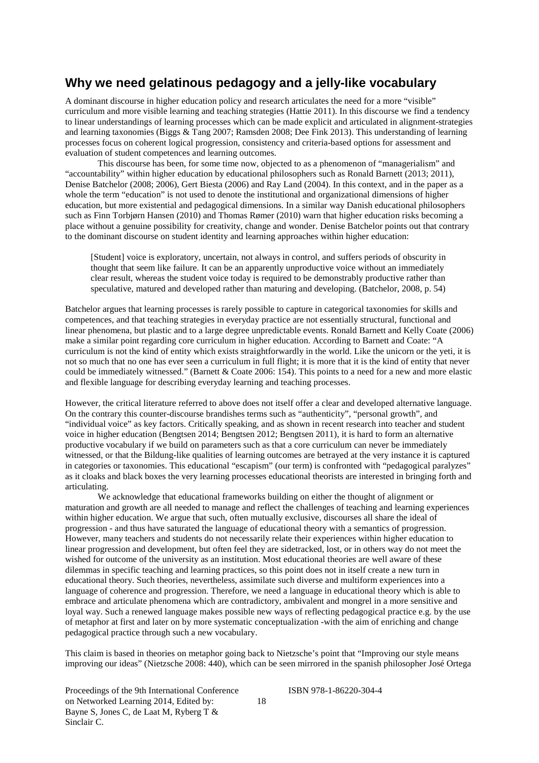## Why we need gelatinous pedagogy and a jelly-like vocabulary

A dominant discourse in higher education policy and research articulates the need for a more "visible" curriculum and more visible learning and teaching strategies (Hattie 2011). In this discourse we find a tendency to linear understandings of learning processes which can be made explicit and articulated in alignment-strategies and learning taxonomies (Biggs & Tang 2007; Ramsden 2008; Dee Fink 2013). This understanding of learning processes focus on coherent logical progression, consistency and criteria-based options for assessment and evaluation of student competences and learning outcomes.

This discourse has been, for some time now, objected to as a phenomenon of "managerialism" and "accountability" within higher education by educational philosophers such as Ronald Barnett (2013; 2011), Denise Batchelor (2008; 2006), Gert Biesta (2006) and Ray Land (2004). In this context, and in the paper as a whole the term "education" is not used to denote the institutional and organizational dimensions of higher education, but more existential and pedagogical dimensions. In a similar way Danish educational philosophers such as Finn Torbjørn Hansen (2010) and Thomas Rømer (2010) warn that higher education risks becoming a place without a genuine possibility for creativity, change and wonder. Denise Batchelor points out that contrary to the dominant discourse on student identity and learning approaches within higher education:

> [Student] voice is exploratory, uncertain, not always in control, and suffers periods of obscurity in thought that seem like failure. It can be an apparently unproductive voice without an immediately clear result, whereas the student voice today is required to be demonstrably productive rather than speculative, matured and developed rather than maturing and developing. (Batchelor, 2008, p. 54)

Batchelor argues that learning processes is rarely possible to capture in categorical taxonomies for skills and competences, and that teaching strategies in everyday practice are not essentially structural, functional and linear phenomena, but plastic and to a large degree unpredictable events. Ronald Barnett and Kelly Coate (2006) make a similar point regarding core curriculum in higher education. According to Barnett and Coate: "A curriculum is not the kind of entity which exists straightforwardly in the world. Like the unicorn or the yeti, it is not so much that no one has ever seen a curriculum in full flight; it is more that it is the kind of entity that never could be immediately witnessed." (Barnett & Coate 2006: 154). This points to a need for a new and more elastic and flexible language for describing everyday learning and teaching processes.

However, the critical literature referred to above does not itself offer a clear and developed alternative language. On the contrary this counter-discourse brandishes terms such as "authenticity", "personal growth", and "individual voice" as key factors. Critically speaking, and as shown in recent research into teacher and student voice in higher education (Bengtsen 2014; Bengtsen 2012; Bengtsen 2011), it is hard to form an alternative productive vocabulary if we build on parameters such as that a core curriculum can never be immediately witnessed, or that the Bildung-like qualities of learning outcomes are betrayed at the very instance it is captured in categories or taxonomies. This educational "escapism" (our term) is confronted with "pedagogical paralyzes" as it cloaks and black boxes the very learning processes educational theorists are interested in bringing forth and articulating.

We acknowledge that educational frameworks building on either the thought of alignment or maturation and growth are all needed to manage and reflect the challenges of teaching and learning experiences within higher education. We argue that such, often mutually exclusive, discourses all share the ideal of progression - and thus have saturated the language of educational theory with a semantics of progression. However, many teachers and students do not necessarily relate their experiences within higher education to linear progression and development, but often feel they are sidetracked, lost, or in others way do not meet the wished for outcome of the university as an institution. Most educational theories are well aware of these dilemmas in specific teaching and learning practices, so this point does not in itself create a new turn in educational theory. Such theories, nevertheless, assimilate such diverse and multiform experiences into a language of coherence and progression. Therefore, we need a language in educational theory which is able to embrace and articulate phenomena which are contradictory, ambivalent and mongrel in a more sensitive and loyal way. Such a renewed language makes possible new ways of reflecting pedagogical practice e.g. by the use of metaphor at first and later on by more systematic conceptualization -with the aim of enriching and change pedagogical practice through such a new vocabulary.

This claim is based in theories on metaphor going back to Nietzsche's point that "Improving our style means improving our ideas" (Nietzsche 2008: 440), which can be seen mirrored in the spanish philosopher José Ortega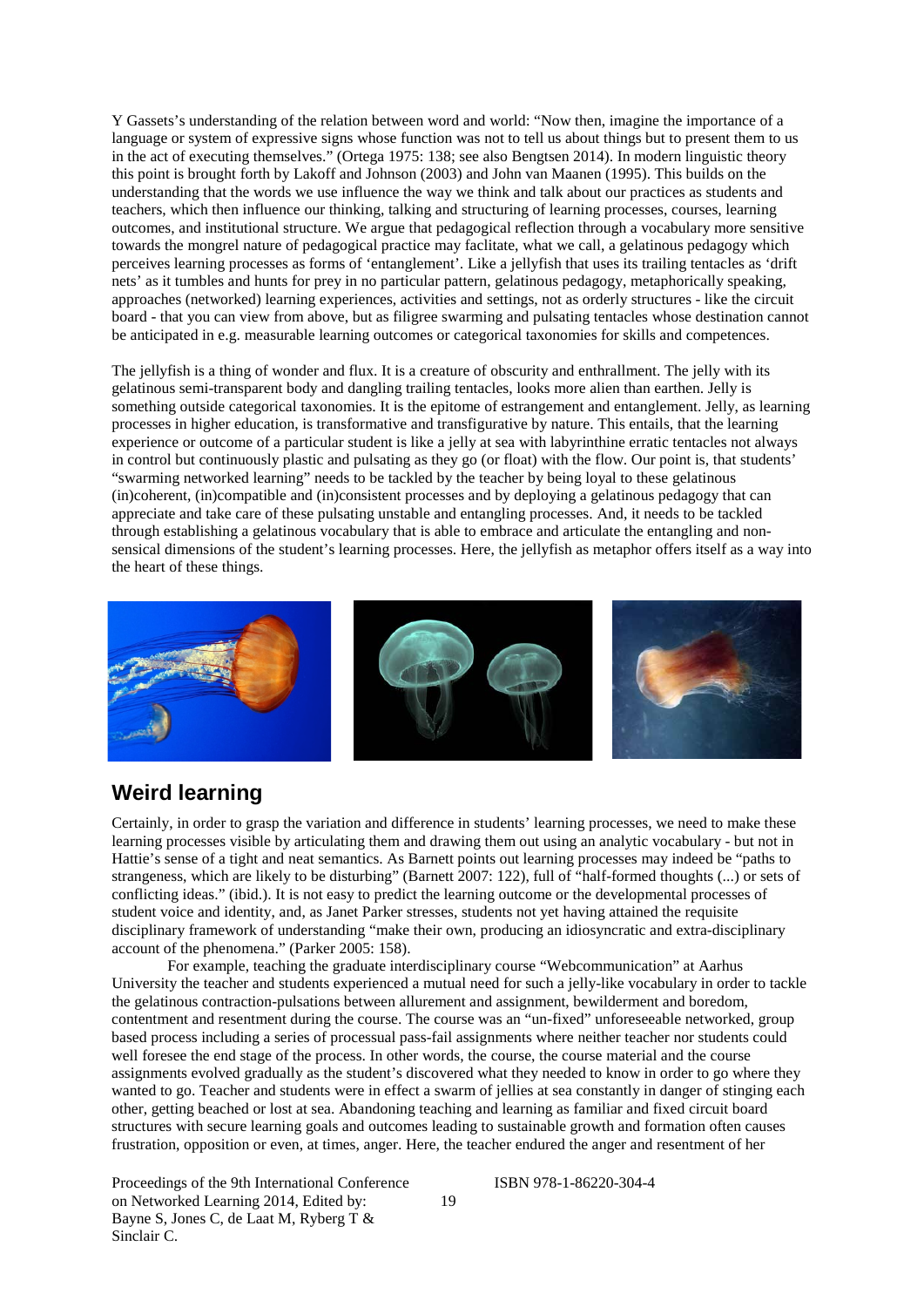Y Gassets's understanding of the relation between word and world: "Now then, imagine the importance of a language or system of expressive signs whose function was not to tell us about things but to present them to us in the act of executing themselves." (Ortega 1975: 138; see also Bengtsen 2014). In modern linguistic theory this point is brought forth by Lakoff and Johnson (2003) and John van Maanen (1995). This builds on the understanding that the words we use influence the way we think and talk about our practices as students and teachers, which then influence our thinking, talking and structuring of learning processes, courses, learning outcomes, and institutional structure. We argue that pedagogical reflection through a vocabulary more sensitive towards the mongrel nature of pedagogical practice may faclitate, what we call, a gelatinous pedagogy which perceives learning processes as forms of 'entanglement'. Like a jellyfish that uses its trailing tentacles as 'drift nets' as it tumbles and hunts for prey in no particular pattern, gelatinous pedagogy, metaphorically speaking, approaches (networked) learning experiences, activities and settings, not as orderly structures - like the circuit board - that you can view from above, but as filigree swarming and pulsating tentacles whose destination cannot be anticipated in e.g. measurable learning outcomes or categorical taxonomies for skills and competences.

The jellyfish is a thing of wonder and flux. It is a creature of obscurity and enthrallment. The jelly with its gelatinous semi-transparent body and dangling trailing tentacles, looks more alien than earthen. Jelly is something outside categorical taxonomies. It is the epitome of estrangement and entanglement. Jelly, as learning processes in higher education, is transformative and transfigurative by nature. This entails, that the learning experience or outcome of a particular student is like a jelly at sea with labyrinthine erratic tentacles not always in control but continuously plastic and pulsating as they go (or float) with the flow. Our point is, that students' "swarming networked learning" needs to be tackled by the teacher by being loyal to these gelatinous (in)coherent, (in)compatible and (in)consistent processes and by deploying a gelatinous pedagogy that can appreciate and take care of these pulsating unstable and entangling processes. And, it needs to be tackled through establishing a gelatinous vocabulary that is able to embrace and articulate the entangling and non-sensical dimensions of the student's learning processes. Here, the jellyfish as metaphor offers itself as a way into the heart of these things.

## Weird learning

Certainly, in order to grasp the variation and difference in students' learning processes, we need to make these learning processes visible by articulating them and drawing them out using an analytic vocabulary - but not in Hattie's sense of a tight and neat semantics. As Barnett points out learning processes may indeed be "paths to strangeness, which are likely to be disturbing" (Barnett 2007: 122), full of "half-formed thoughts (...) or sets of conflicting ideas." (ibid.). It is not easy to predict the learning outcome or the developmental processes of student voice and identity, and, as Janet Parker stresses, students not yet having attained the requisite disciplinary framework of understanding "make their own, producing an idiosyncratic and extra-disciplinary account of the phenomena." (Parker 2005: 158).

For example, teaching the graduate interdisciplinary course "Webcommunication" at Aarhus University the teacher and students experienced a mutual need for such a jelly-like vocabulary in order to tackle the gelatinous contraction-pulsations between allurement and assignment, bewilderment and boredom, contentment and resentment during the course. The course was an "un-fixed" unforeseeable networked, group based process including a series of processual pass-fail assignments where neither teacher nor students could well foresee the end stage of the process. In other words, the course, the course material and the course assignments evolved gradually as the student's discovered what they needed to know in order to go where they wanted to go. Teacher and students were in effect a swarm of jellies at sea constantly in danger of stinging each other, getting beached or lost at sea. Abandoning teaching and learning as familiar and fixed circuit board structures with secure learning goals and outcomes leading to sustainable growth and formation often causes frustration, opposition or even, at times, anger. Here, the teacher endured the anger and resentment of her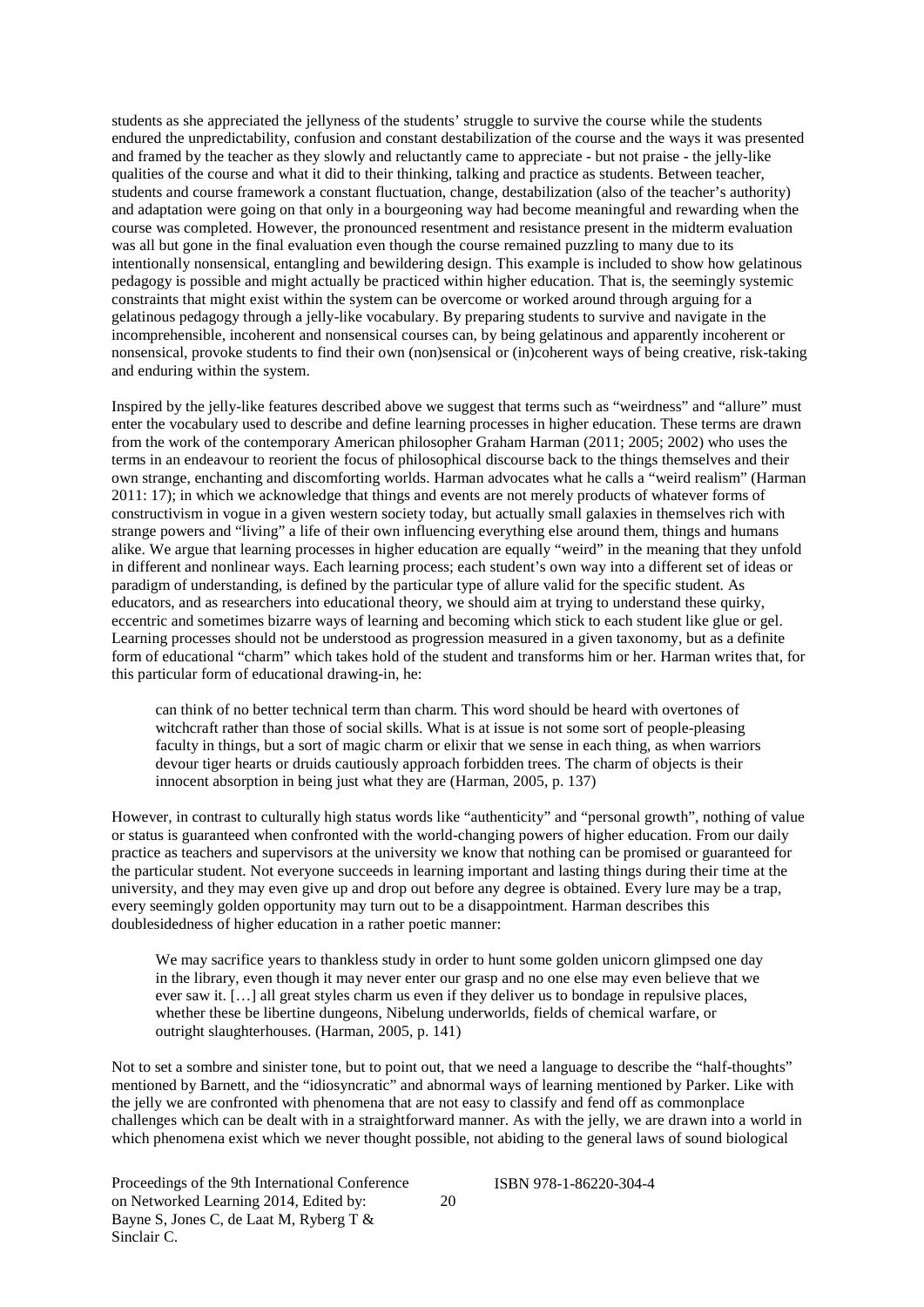students as she appreciated the jellyness of the students' struggle to survive the course while the students endured the unpredictability, confusion and constant destabilization of the course and the ways it was presented and framed by the teacher as they slowly and reluctantly came to appreciate - but not praise - the jelly-like qualities of the course and what it did to their thinking, talking and practice as students. Between teacher, students and course framework a constant fluctuation, change, destabilization (also of the teacher's authority) and adaptation were going on that only in a bourgeoning way had become meaningful and rewarding when the course was completed. However, the pronounced resentment and resistance present in the midterm evaluation was all but gone in the final evaluation even though the course remained puzzling to many due to its intentionally nonsensical, entangling and bewildering design. This example is included to show how gelatinous pedagogy is possible and might actually be practiced within higher education. That is, the seemingly systemic constraints that might exist within the system can be overcome or worked around through arguing for a gelatinous pedagogy through a jelly-like vocabulary. By preparing students to survive and navigate in the incomprehensible, incoherent and nonsensical courses can, by being gelatinous and apparently incoherent or nonsensical, provoke students to find their own (non)sensical or (in)coherent ways of being creative, risk-taking and enduring within the system.

Inspired by the jelly-like features described above we suggest that terms such as "weirdness" and "allure" must enter the vocabulary used to describe and define learning processes in higher education. These terms are drawn from the work of the contemporary American philosopher Graham Harman (2011; 2005; 2002) who uses the terms in an endeavour to reorient the focus of philosophical discourse back to the things themselves and their own strange, enchanting and discomforting worlds. Harman advocates what he calls a "weird realism" (Harman 2011: 17); in which we acknowledge that things and events are not merely products of whatever forms of constructivism in vogue in a given western society today, but actually small galaxies in themselves rich with strange powers and "living" a life of their own influencing everything else around them, things and humans alike. We argue that learning processes in higher education are equally "weird" in the meaning that they unfold in different and nonlinear ways. Each learning process; each student's own way into a different set of ideas or paradigm of understanding, is defined by the particular type of allure valid for the specific student. As educators, and as researchers into educational theory, we should aim at trying to understand these quirky, eccentric and sometimes bizarre ways of learning and becoming which stick to each student like glue or gel. Learning processes should not be understood as progression measured in a given taxonomy, but as a definite form of educational "charm" which takes hold of the student and transforms him or her. Harman writes that, for this particular form of educational drawing-in, he:

> can think of no better technical term than charm. This word should be heard with overtones of witchcraft rather than those of social skills. What is at issue is not some sort of people-pleasing faculty in things, but a sort of magic charm or elixir that we sense in each thing, as when warriors devour tiger hearts or druids cautiously approach forbidden trees. The charm of objects is their innocent absorption in being just what they are (Harman, 2005, p. 137)

However, in contrast to culturally high status words like "authenticity" and "personal growth", nothing of value or status is guaranteed when confronted with the world-changing powers of higher education. From our daily practice as teachers and supervisors at the university we know that nothing can be promised or guaranteed for the particular student. Not everyone succeeds in learning important and lasting things during their time at the university, and they may even give up and drop out before any degree is obtained. Every lure may be a trap, every seemingly golden opportunity may turn out to be a disappointment. Harman describes this doublesidedness of higher education in a rather poetic manner:

> We may sacrifice years to thankless study in order to hunt some golden unicorn glimpsed one day in the library, even though it may never enter our grasp and no one else may even believe that we ever saw it. […] all great styles charm us even if they deliver us to bondage in repulsive places, whether these be libertine dungeons, Nibelung underworlds, fields of chemical warfare, or outright slaughterhouses. (Harman, 2005, p. 141)

Not to set a sombre and sinister tone, but to point out, that we need a language to describe the "half-thoughts" mentioned by Barnett, and the "idiosyncratic" and abnormal ways of learning mentioned by Parker. Like with the jelly we are confronted with phenomena that are not easy to classify and fend off as commonplace challenges which can be dealt with in a straightforward manner. As with the jelly, we are drawn into a world in which phenomena exist which we never thought possible, not abiding to the general laws of sound biological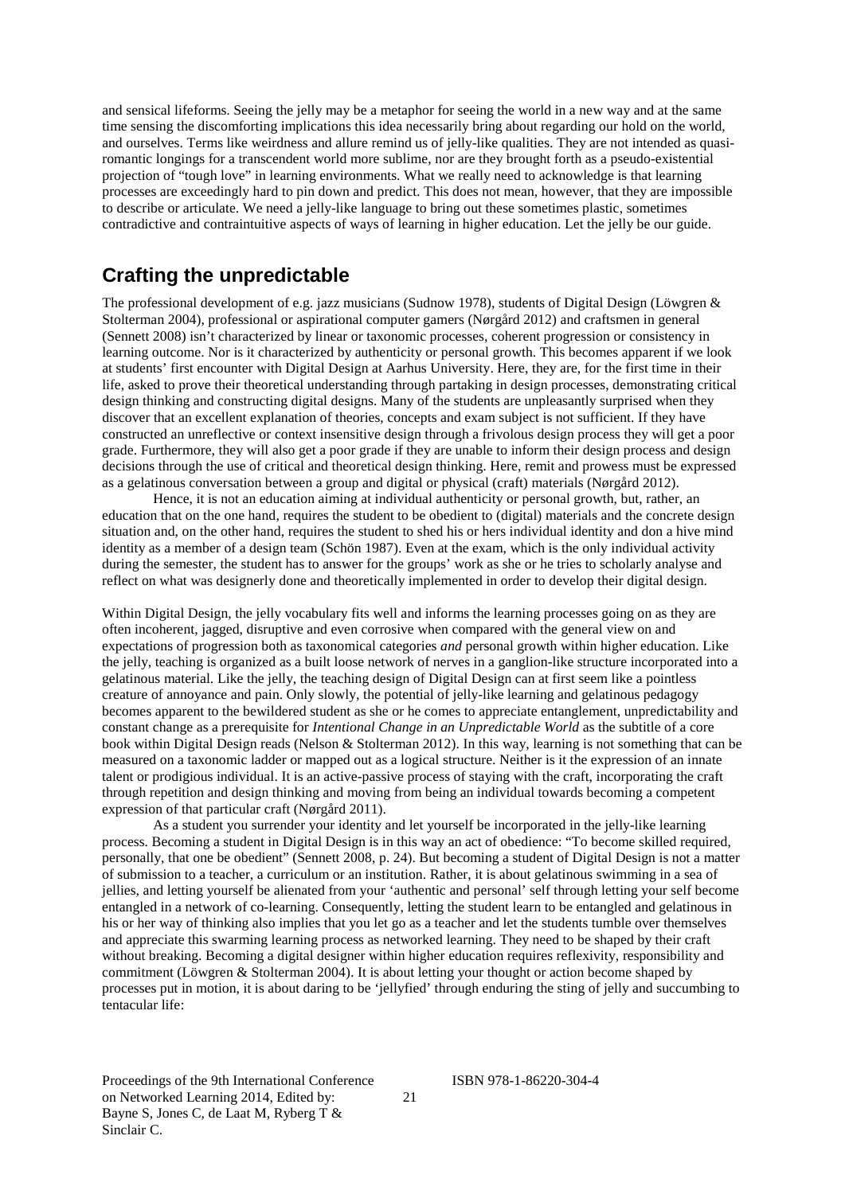and sensical lifeforms. Seeing the jelly may be a metaphor for seeing the world in a new way and at the same time sensing the discomforting implications this idea necessarily bring about regarding our hold on the world, and ourselves. Terms like weirdness and allure remind us of jelly-like qualities. They are not intended as quasi-romantic longings for a transcendent world more sublime, nor are they brought forth as a pseudo-existential projection of "tough love" in learning environments. What we really need to acknowledge is that learning processes are exceedingly hard to pin down and predict. This does not mean, however, that they are impossible to describe or articulate. We need a jelly-like language to bring out these sometimes plastic, sometimes contradictive and contraintuitive aspects of ways of learning in higher education. Let the jelly be our guide.

## Crafting the unpredictable

The professional development of e.g. jazz musicians (Sudnow 1978), students of Digital Design (Löwgren & Stolterman 2004), professional or aspirational computer gamers (Nørgård 2012) and craftsmen in general (Sennett 2008) isn't characterized by linear or taxonomic processes, coherent progression or consistency in learning outcome. Nor is it characterized by authenticity or personal growth. This becomes apparent if we look at students' first encounter with Digital Design at Aarhus University. Here, they are, for the first time in their life, asked to prove their theoretical understanding through partaking in design processes, demonstrating critical design thinking and constructing digital designs. Many of the students are unpleasantly surprised when they discover that an excellent explanation of theories, concepts and exam subject is not sufficient. If they have constructed an unreflective or context insensitive design through a frivolous design process they will get a poor grade. Furthermore, they will also get a poor grade if they are unable to inform their design process and design decisions through the use of critical and theoretical design thinking. Here, remit and prowess must be expressed as a gelatinous conversation between a group and digital or physical (craft) materials (Nørgård 2012).

Hence, it is not an education aiming at individual authenticity or personal growth, but, rather, an education that on the one hand, requires the student to be obedient to (digital) materials and the concrete design situation and, on the other hand, requires the student to shed his or hers individual identity and don a hive mind identity as a member of a design team (Schön 1987). Even at the exam, which is the only individual activity during the semester, the student has to answer for the groups' work as she or he tries to scholarly analyse and reflect on what was designerly done and theoretically implemented in order to develop their digital design.

Within Digital Design, the jelly vocabulary fits well and informs the learning processes going on as they are often incoherent, jagged, disruptive and even corrosive when compared with the general view on and expectations of progression both as taxonomical categories *and* personal growth within higher education. Like the jelly, teaching is organized as a built loose network of nerves in a ganglion-like structure incorporated into a gelatinous material. Like the jelly, the teaching design of Digital Design can at first seem like a pointless creature of annoyance and pain. Only slowly, the potential of jelly-like learning and gelatinous pedagogy becomes apparent to the bewildered student as she or he comes to appreciate entanglement, unpredictability and constant change as a prerequisite for *Intentional Change in an Unpredictable World* as the subtitle of a core book within Digital Design reads (Nelson & Stolterman 2012). In this way, learning is not something that can be measured on a taxonomic ladder or mapped out as a logical structure. Neither is it the expression of an innate talent or prodigious individual. It is an active-passive process of staying with the craft, incorporating the craft through repetition and design thinking and moving from being an individual towards becoming a competent expression of that particular craft (Nørgård 2011).

As a student you surrender your identity and let yourself be incorporated in the jelly-like learning process. Becoming a student in Digital Design is in this way an act of obedience: "To become skilled required, personally, that one be obedient" (Sennett 2008, p. 24). But becoming a student of Digital Design is not a matter of submission to a teacher, a curriculum or an institution. Rather, it is about gelatinous swimming in a sea of jellies, and letting yourself be alienated from your 'authentic and personal' self through letting your self become entangled in a network of co-learning. Consequently, letting the student learn to be entangled and gelatinous in his or her way of thinking also implies that you let go as a teacher and let the students tumble over themselves and appreciate this swarming learning process as networked learning. They need to be shaped by their craft without breaking. Becoming a digital designer within higher education requires reflexivity, responsibility and commitment (Löwgren & Stolterman 2004). It is about letting your thought or action become shaped by processes put in motion, it is about daring to be 'jellyfied' through enduring the sting of jelly and succumbing to tentacular life: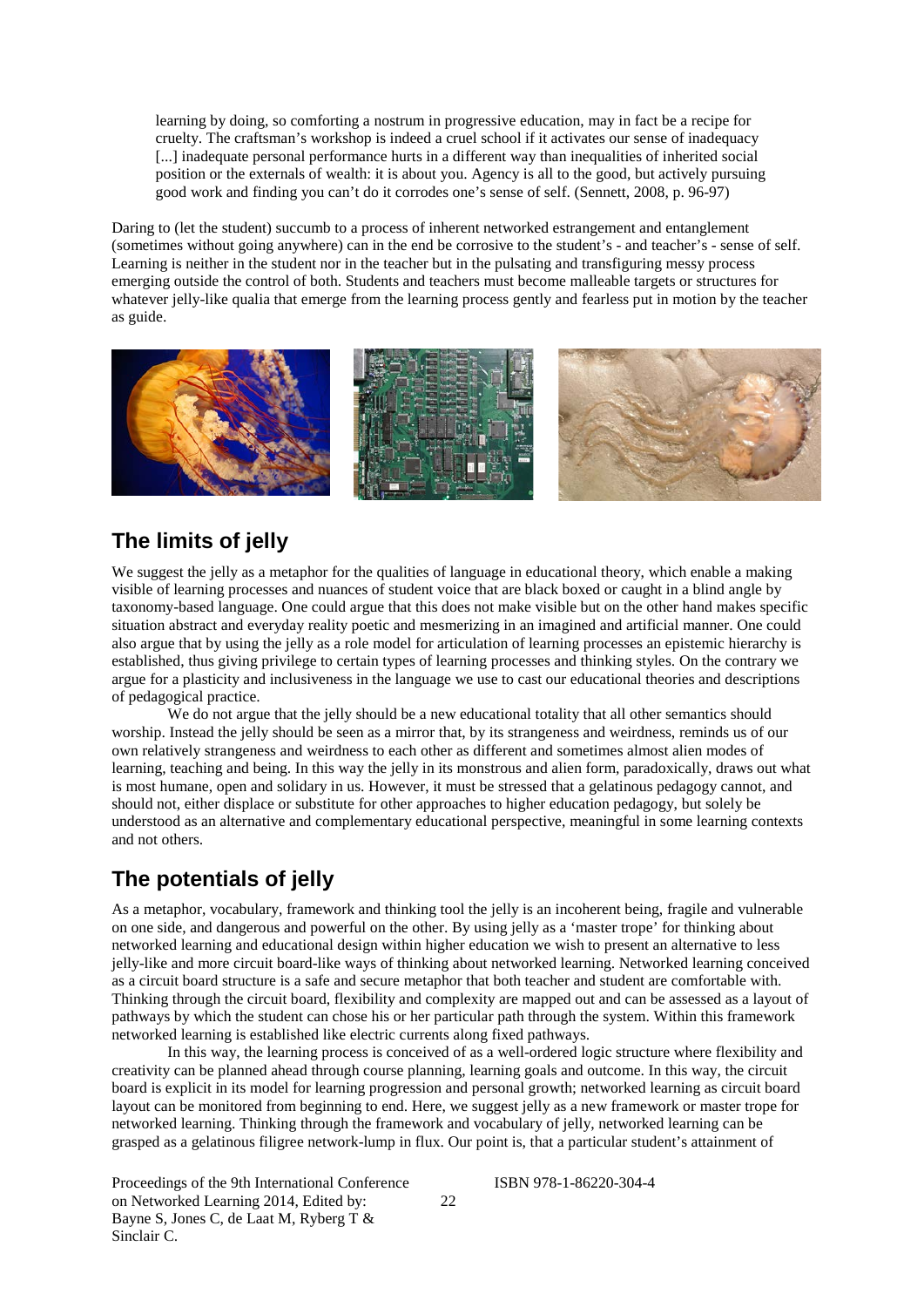> learning by doing, so comforting a nostrum in progressive education, may in fact be a recipe for cruelty. The craftsman's workshop is indeed a cruel school if it activates our sense of inadequacy [...] inadequate personal performance hurts in a different way than inequalities of inherited social position or the externals of wealth: it is about you. Agency is all to the good, but actively pursuing good work and finding you can't do it corrodes one's sense of self. (Sennett, 2008, p. 96-97)

Daring to (let the student) succumb to a process of inherent networked estrangement and entanglement (sometimes without going anywhere) can in the end be corrosive to the student's - and teacher's - sense of self. Learning is neither in the student nor in the teacher but in the pulsating and transfiguring messy process emerging outside the control of both. Students and teachers must become malleable targets or structures for whatever jelly-like qualia that emerge from the learning process gently and fearless put in motion by the teacher as guide.

## The limits of jelly

We suggest the jelly as a metaphor for the qualities of language in educational theory, which enable a making visible of learning processes and nuances of student voice that are black boxed or caught in a blind angle by taxonomy-based language. One could argue that this does not make visible but on the other hand makes specific situation abstract and everyday reality poetic and mesmerizing in an imagined and artificial manner. One could also argue that by using the jelly as a role model for articulation of learning processes an epistemic hierarchy is established, thus giving privilege to certain types of learning processes and thinking styles. On the contrary we argue for a plasticity and inclusiveness in the language we use to cast our educational theories and descriptions of pedagogical practice.

We do not argue that the jelly should be a new educational totality that all other semantics should worship. Instead the jelly should be seen as a mirror that, by its strangeness and weirdness, reminds us of our own relatively strangeness and weirdness to each other as different and sometimes almost alien modes of learning, teaching and being. In this way the jelly in its monstrous and alien form, paradoxically, draws out what is most humane, open and solidary in us. However, it must be stressed that a gelatinous pedagogy cannot, and should not, either displace or substitute for other approaches to higher education pedagogy, but solely be understood as an alternative and complementary educational perspective, meaningful in some learning contexts and not others.

## The potentials of jelly

As a metaphor, vocabulary, framework and thinking tool the jelly is an incoherent being, fragile and vulnerable on one side, and dangerous and powerful on the other. By using jelly as a 'master trope' for thinking about networked learning and educational design within higher education we wish to present an alternative to less jelly-like and more circuit board-like ways of thinking about networked learning. Networked learning conceived as a circuit board structure is a safe and secure metaphor that both teacher and student are comfortable with. Thinking through the circuit board, flexibility and complexity are mapped out and can be assessed as a layout of pathways by which the student can chose his or her particular path through the system. Within this framework networked learning is established like electric currents along fixed pathways.

In this way, the learning process is conceived of as a well-ordered logic structure where flexibility and creativity can be planned ahead through course planning, learning goals and outcome. In this way, the circuit board is explicit in its model for learning progression and personal growth; networked learning as circuit board layout can be monitored from beginning to end. Here, we suggest jelly as a new framework or master trope for networked learning. Thinking through the framework and vocabulary of jelly, networked learning can be grasped as a gelatinous filigree network-lump in flux. Our point is, that a particular student's attainment of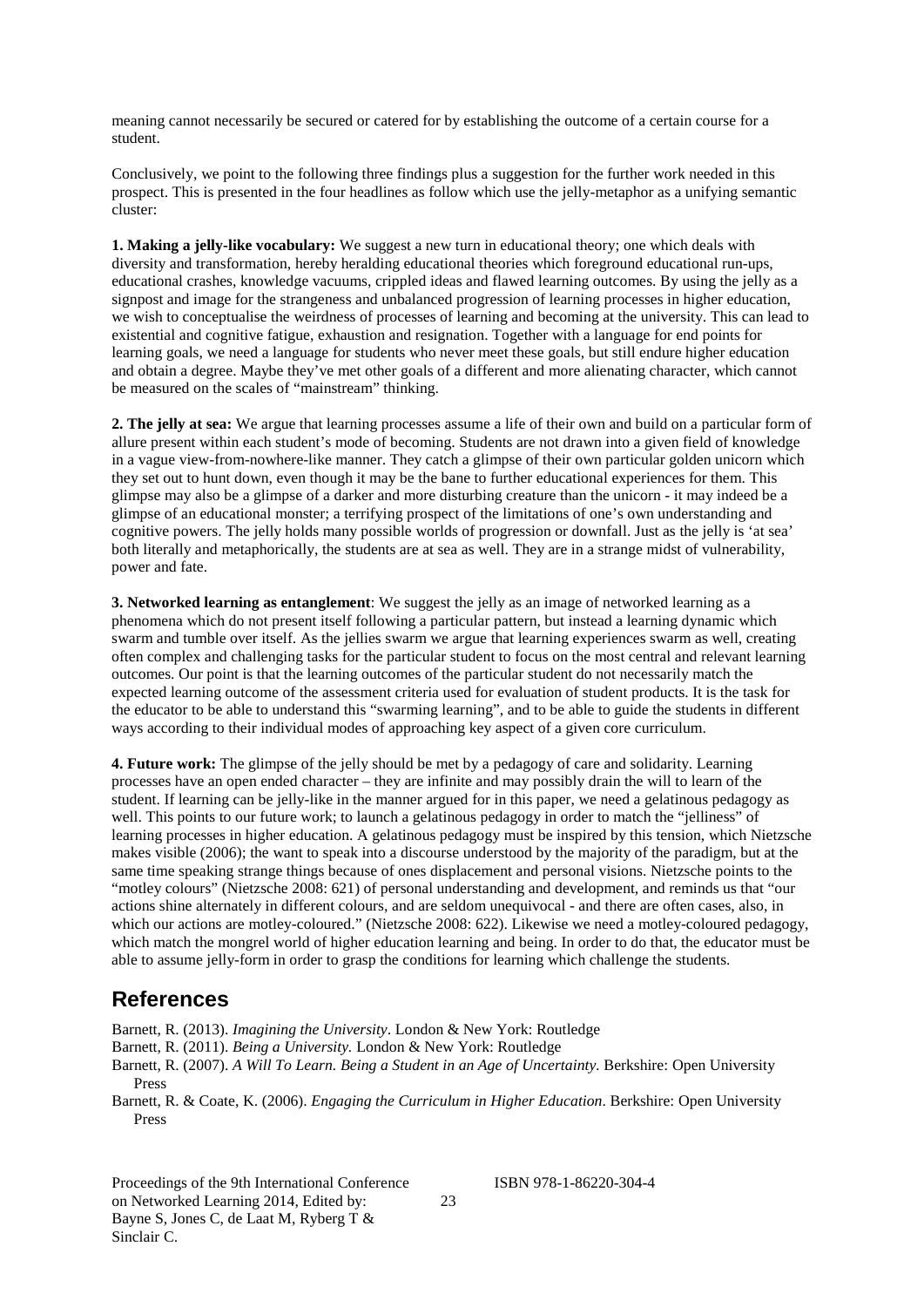meaning cannot necessarily be secured or catered for by establishing the outcome of a certain course for a student.

Conclusively, we point to the following three findings plus a suggestion for the further work needed in this prospect. This is presented in the four headlines as follow which use the jelly-metaphor as a unifying semantic cluster:

**1. Making a jelly-like vocabulary:** We suggest a new turn in educational theory; one which deals with diversity and transformation, hereby heralding educational theories which foreground educational run-ups, educational crashes, knowledge vacuums, crippled ideas and flawed learning outcomes. By using the jelly as a signpost and image for the strangeness and unbalanced progression of learning processes in higher education, we wish to conceptualise the weirdness of processes of learning and becoming at the university. This can lead to existential and cognitive fatigue, exhaustion and resignation. Together with a language for end points for learning goals, we need a language for students who never meet these goals, but still endure higher education and obtain a degree. Maybe they've met other goals of a different and more alienating character, which cannot be measured on the scales of "mainstream" thinking.

**2. The jelly at sea:** We argue that learning processes assume a life of their own and build on a particular form of allure present within each student's mode of becoming. Students are not drawn into a given field of knowledge in a vague view-from-nowhere-like manner. They catch a glimpse of their own particular golden unicorn which they set out to hunt down, even though it may be the bane to further educational experiences for them. This glimpse may also be a glimpse of a darker and more disturbing creature than the unicorn - it may indeed be a glimpse of an educational monster; a terrifying prospect of the limitations of one's own understanding and cognitive powers. The jelly holds many possible worlds of progression or downfall. Just as the jelly is 'at sea' both literally and metaphorically, the students are at sea as well. They are in a strange midst of vulnerability, power and fate.

**3. Networked learning as entanglement**: We suggest the jelly as an image of networked learning as a phenomena which do not present itself following a particular pattern, but instead a learning dynamic which swarm and tumble over itself. As the jellies swarm we argue that learning experiences swarm as well, creating often complex and challenging tasks for the particular student to focus on the most central and relevant learning outcomes. Our point is that the learning outcomes of the particular student do not necessarily match the expected learning outcome of the assessment criteria used for evaluation of student products. It is the task for the educator to be able to understand this "swarming learning", and to be able to guide the students in different ways according to their individual modes of approaching key aspect of a given core curriculum.

**4. Future work:** The glimpse of the jelly should be met by a pedagogy of care and solidarity. Learning processes have an open ended character – they are infinite and may possibly drain the will to learn of the student. If learning can be jelly-like in the manner argued for in this paper, we need a gelatinous pedagogy as well. This points to our future work; to launch a gelatinous pedagogy in order to match the "jelliness" of learning processes in higher education. A gelatinous pedagogy must be inspired by this tension, which Nietzsche makes visible (2006); the want to speak into a discourse understood by the majority of the paradigm, but at the same time speaking strange things because of ones displacement and personal visions. Nietzsche points to the "motley colours" (Nietzsche 2008: 621) of personal understanding and development, and reminds us that "our actions shine alternately in different colours, and are seldom unequivocal - and there are often cases, also, in which our actions are motley-coloured." (Nietzsche 2008: 622). Likewise we need a motley-coloured pedagogy, which match the mongrel world of higher education learning and being. In order to do that, the educator must be able to assume jelly-form in order to grasp the conditions for learning which challenge the students.

## References

Barnett, R. (2013). *Imagining the University*. London & New York: Routledge

Barnett, R. (2011). *Being a University.* London & New York: Routledge

Barnett, R. (2007). *A Will To Learn. Being a Student in an Age of Uncertainty*. Berkshire: Open University Press

Barnett, R. & Coate, K. (2006). *Engaging the Curriculum in Higher Education*. Berkshire: Open University Press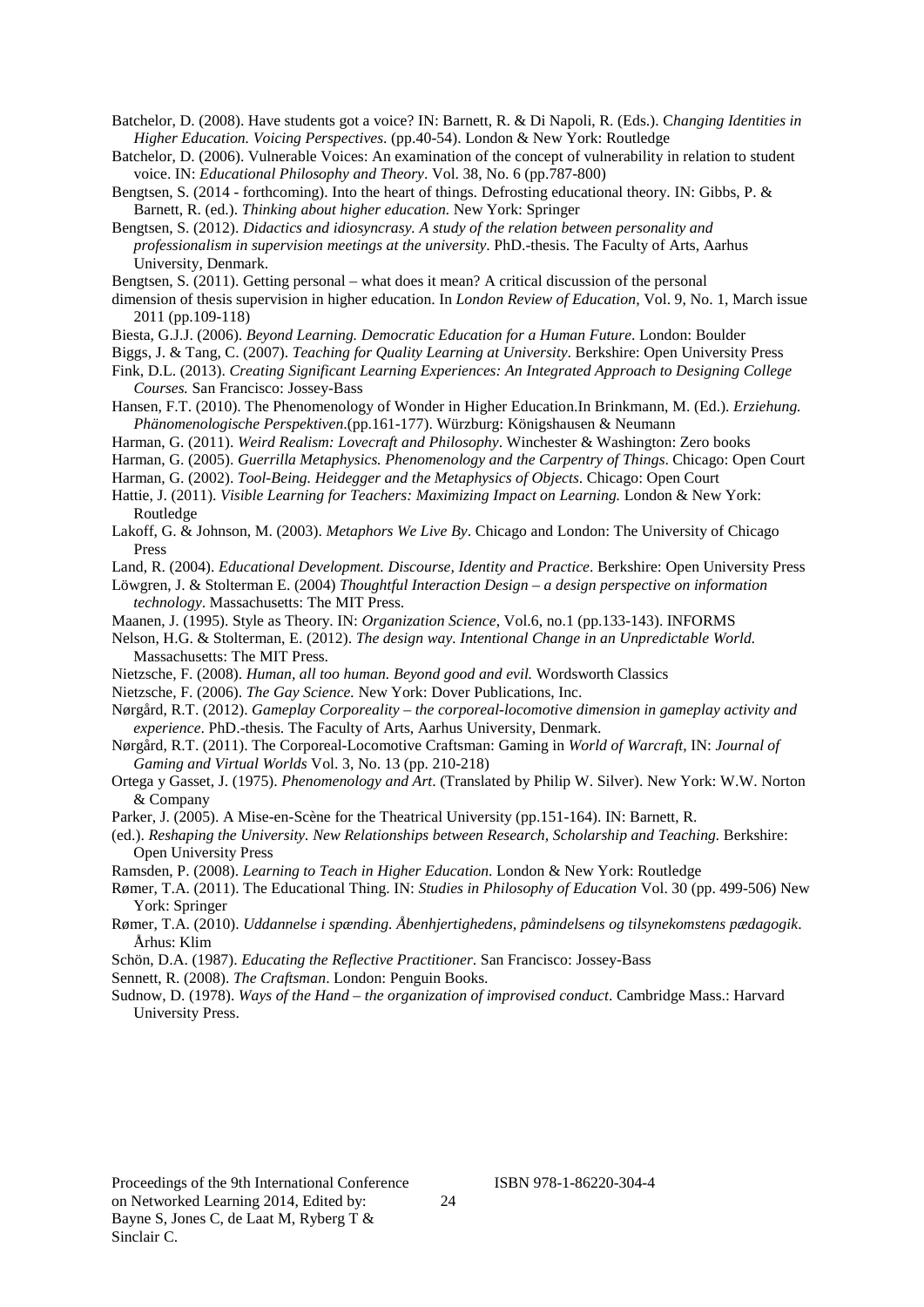Batchelor, D. (2008). Have students got a voice? IN: Barnett, R. & Di Napoli, R. (Eds.). C*hanging Identities in Higher Education. Voicing Perspectives*. (pp.40-54). London & New York: Routledge

Batchelor, D. (2006). Vulnerable Voices: An examination of the concept of vulnerability in relation to student voice. IN: *Educational Philosophy and Theory*. Vol. 38, No. 6 (pp.787-800)

Bengtsen, S. (2014 - forthcoming). Into the heart of things. Defrosting educational theory. IN: Gibbs, P. & Barnett, R. (ed.). *Thinking about higher education*. New York: Springer

Bengtsen, S. (2012). *Didactics and idiosyncrasy. A study of the relation between personality and professionalism in supervision meetings at the university*. PhD.-thesis. The Faculty of Arts, Aarhus University, Denmark.

Bengtsen, S. (2011). Getting personal – what does it mean? A critical discussion of the personal dimension of thesis supervision in higher education. In *London Review of Education*, Vol. 9, No. 1, March issue 2011 (pp.109-118)

Biesta, G.J.J. (2006). *Beyond Learning. Democratic Education for a Human Future*. London: Boulder

Biggs, J. & Tang, C. (2007). *Teaching for Quality Learning at University*. Berkshire: Open University Press

Fink, D.L. (2013). *Creating Significant Learning Experiences: An Integrated Approach to Designing College Courses.* San Francisco: Jossey-Bass

Hansen, F.T. (2010). The Phenomenology of Wonder in Higher Education.In Brinkmann, M. (Ed.). *Erziehung. Phänomenologische Perspektiven*.(pp.161-177). Würzburg: Königshausen & Neumann

Harman, G. (2011). *Weird Realism: Lovecraft and Philosophy*. Winchester & Washington: Zero books

Harman, G. (2005). *Guerrilla Metaphysics. Phenomenology and the Carpentry of Things*. Chicago: Open Court

Harman, G. (2002). *Tool-Being. Heidegger and the Metaphysics of Objects*. Chicago: Open Court

Hattie, J. (2011). *Visible Learning for Teachers: Maximizing Impact on Learning.* London & New York: Routledge

Lakoff, G. & Johnson, M. (2003). *Metaphors We Live By*. Chicago and London: The University of Chicago Press

Land, R. (2004). *Educational Development. Discourse, Identity and Practice*. Berkshire: Open University Press

Löwgren, J. & Stolterman E. (2004) *Thoughtful Interaction Design – a design perspective on information technology*. Massachusetts: The MIT Press.

Maanen, J. (1995). Style as Theory. IN: *Organization Science*, Vol.6, no.1 (pp.133-143). INFORMS

Nelson, H.G. & Stolterman, E. (2012). *The design way. Intentional Change in an Unpredictable World.* Massachusetts: The MIT Press.

Nietzsche, F. (2008). *Human, all too human. Beyond good and evil.* Wordsworth Classics

Nietzsche, F. (2006). *The Gay Science.* New York: Dover Publications, Inc.

Nørgård, R.T. (2012). *Gameplay Corporeality – the corporeal-locomotive dimension in gameplay activity and experience*. PhD.-thesis. The Faculty of Arts, Aarhus University, Denmark.

Nørgård, R.T. (2011). The Corporeal-Locomotive Craftsman: Gaming in *World of Warcraft*, IN: *Journal of Gaming and Virtual Worlds* Vol. 3, No. 13 (pp. 210-218)

Ortega y Gasset, J. (1975). *Phenomenology and Art*. (Translated by Philip W. Silver). New York: W.W. Norton & Company

Parker, J. (2005). A Mise-en-Scène for the Theatrical University (pp.151-164). IN: Barnett, R. (ed.). *Reshaping the University. New Relationships between Research, Scholarship and Teaching.* Berkshire: Open University Press

Ramsden, P. (2008). *Learning to Teach in Higher Education*. London & New York: Routledge

Rømer, T.A. (2011). The Educational Thing. IN: *Studies in Philosophy of Education* Vol. 30 (pp. 499-506) New York: Springer

Rømer, T.A. (2010). *Uddannelse i spænding. Åbenhjertighedens, påmindelsens og tilsynekomstens pædagogik*. Århus: Klim

Schön, D.A. (1987). *Educating the Reflective Practitioner*. San Francisco: Jossey-Bass

Sennett, R. (2008). *The Craftsman*. London: Penguin Books.

Sudnow, D. (1978). *Ways of the Hand – the organization of improvised conduct*. Cambridge Mass.: Harvard University Press.